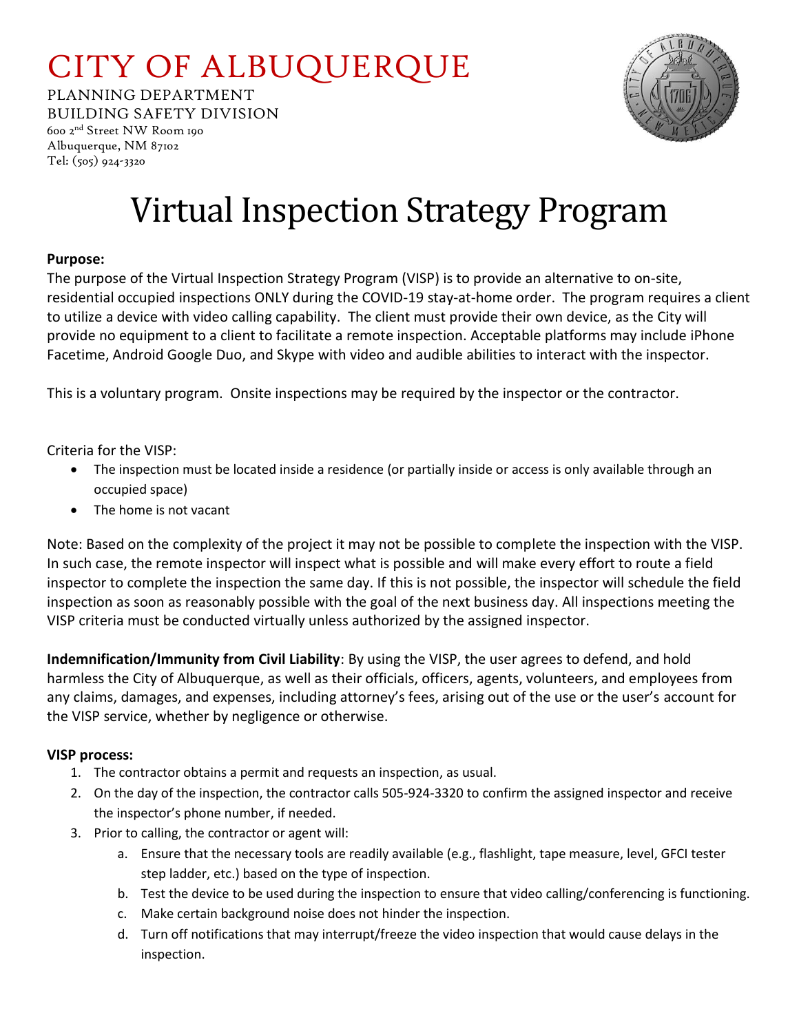# CITY OF ALBUQUERQUE

PLANNING DEPARTMENT
BUILDING SAFETY DIVISION
600 2nd Street NW Room 190
Albuquerque, NM 87102
Tel: (505) 924-3320

# Virtual Inspection Strategy Program

**Purpose:**

The purpose of the Virtual Inspection Strategy Program (VISP) is to provide an alternative to on-site, residential occupied inspections ONLY during the COVID-19 stay-at-home order. The program requires a client to utilize a device with video calling capability. The client must provide their own device, as the City will provide no equipment to a client to facilitate a remote inspection. Acceptable platforms may include iPhone Facetime, Android Google Duo, and Skype with video and audible abilities to interact with the inspector.

This is a voluntary program. Onsite inspections may be required by the inspector or the contractor.

Criteria for the VISP:

- The inspection must be located inside a residence (or partially inside or access is only available through an occupied space)
- The home is not vacant

Note: Based on the complexity of the project it may not be possible to complete the inspection with the VISP. In such case, the remote inspector will inspect what is possible and will make every effort to route a field inspector to complete the inspection the same day. If this is not possible, the inspector will schedule the field inspection as soon as reasonably possible with the goal of the next business day. All inspections meeting the VISP criteria must be conducted virtually unless authorized by the assigned inspector.

**Indemnification/Immunity from Civil Liability**: By using the VISP, the user agrees to defend, and hold harmless the City of Albuquerque, as well as their officials, officers, agents, volunteers, and employees from any claims, damages, and expenses, including attorney's fees, arising out of the use or the user's account for the VISP service, whether by negligence or otherwise.

**VISP process:**

1. The contractor obtains a permit and requests an inspection, as usual.
2. On the day of the inspection, the contractor calls 505-924-3320 to confirm the assigned inspector and receive the inspector's phone number, if needed.
3. Prior to calling, the contractor or agent will:
   a. Ensure that the necessary tools are readily available (e.g., flashlight, tape measure, level, GFCI tester step ladder, etc.) based on the type of inspection.
   b. Test the device to be used during the inspection to ensure that video calling/conferencing is functioning.
   c. Make certain background noise does not hinder the inspection.
   d. Turn off notifications that may interrupt/freeze the video inspection that would cause delays in the inspection.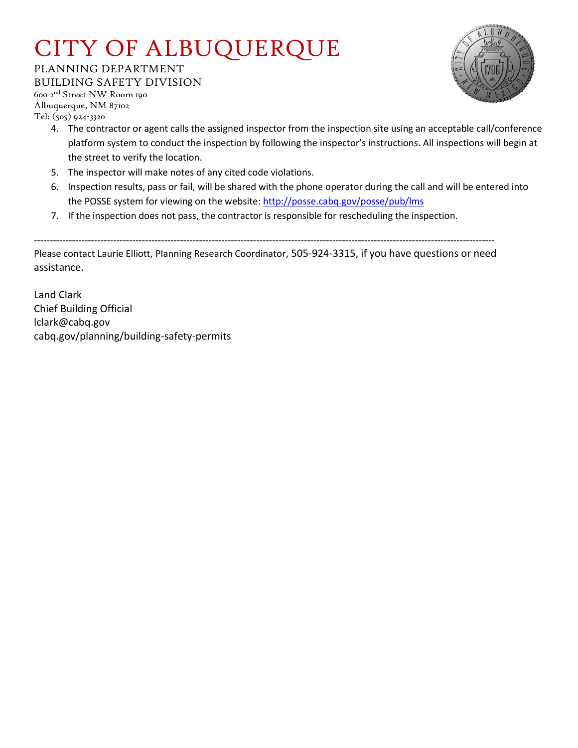# CITY OF ALBUQUERQUE

PLANNING DEPARTMENT
BUILDING SAFETY DIVISION
600 2nd Street NW Room 190
Albuquerque, NM 87102
Tel: (505) 924-3320

4. The contractor or agent calls the assigned inspector from the inspection site using an acceptable call/conference platform system to conduct the inspection by following the inspector's instructions. All inspections will begin at the street to verify the location.
5. The inspector will make notes of any cited code violations.
6. Inspection results, pass or fail, will be shared with the phone operator during the call and will be entered into the POSSE system for viewing on the website: http://posse.cabq.gov/posse/pub/lms
7. If the inspection does not pass, the contractor is responsible for rescheduling the inspection.

---

Please contact Laurie Elliott, Planning Research Coordinator, 505-924-3315, if you have questions or need assistance.

Land Clark
Chief Building Official
lclark@cabq.gov
cabq.gov/planning/building-safety-permits